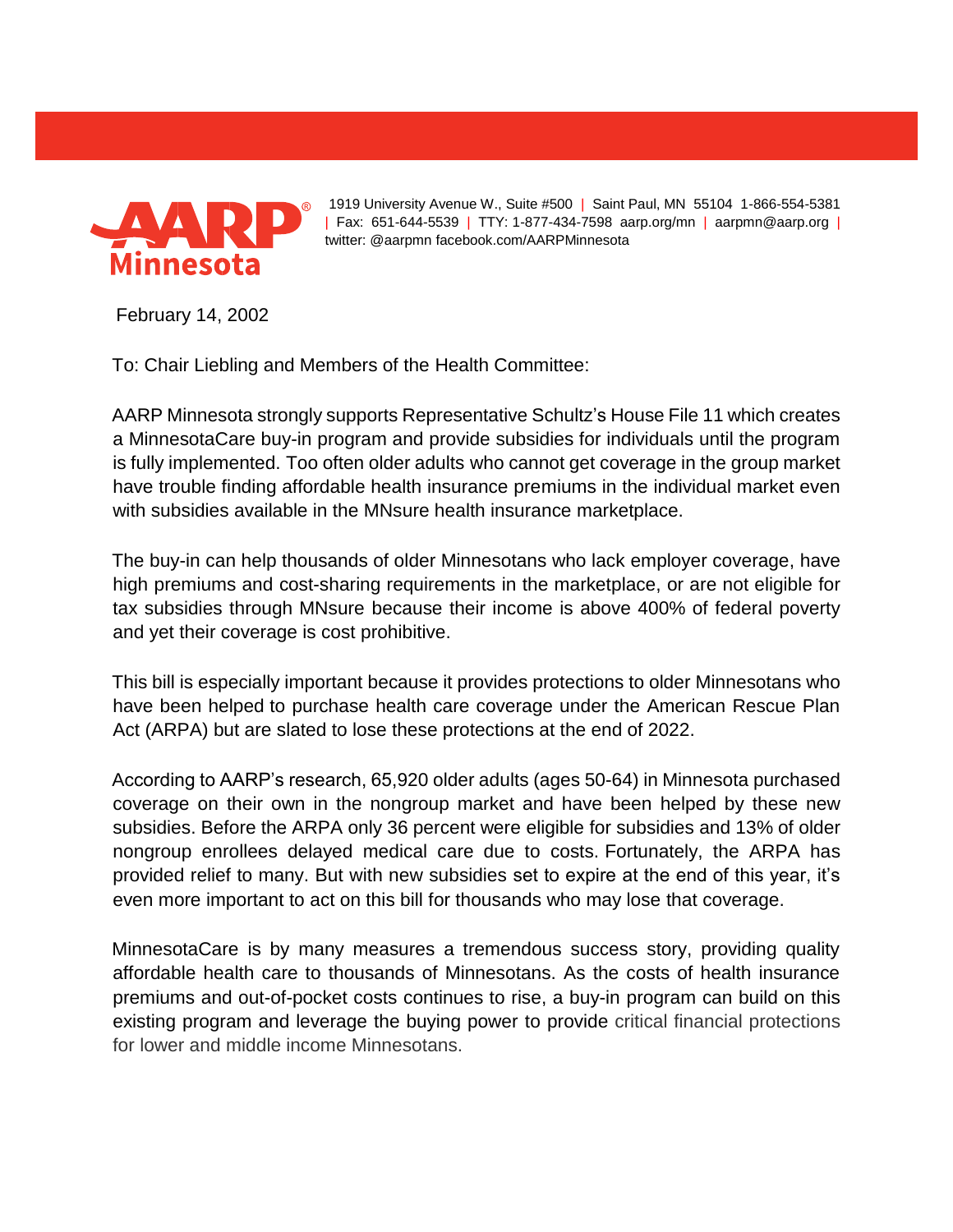AARP Minnesota

1919 University Avenue W., Suite #500 | Saint Paul, MN 55104 1-866-554-5381 | Fax: 651-644-5539 | TTY: 1-877-434-7598 aarp.org/mn | aarpmn@aarp.org | twitter: @aarpmn facebook.com/AARPMinnesota

February 14, 2002

To: Chair Liebling and Members of the Health Committee:

AARP Minnesota strongly supports Representative Schultz's House File 11 which creates a MinnesotaCare buy-in program and provide subsidies for individuals until the program is fully implemented. Too often older adults who cannot get coverage in the group market have trouble finding affordable health insurance premiums in the individual market even with subsidies available in the MNsure health insurance marketplace.

The buy-in can help thousands of older Minnesotans who lack employer coverage, have high premiums and cost-sharing requirements in the marketplace, or are not eligible for tax subsidies through MNsure because their income is above 400% of federal poverty and yet their coverage is cost prohibitive.

This bill is especially important because it provides protections to older Minnesotans who have been helped to purchase health care coverage under the American Rescue Plan Act (ARPA) but are slated to lose these protections at the end of 2022.

According to AARP's research, 65,920 older adults (ages 50-64) in Minnesota purchased coverage on their own in the nongroup market and have been helped by these new subsidies. Before the ARPA only 36 percent were eligible for subsidies and 13% of older nongroup enrollees delayed medical care due to costs. Fortunately, the ARPA has provided relief to many. But with new subsidies set to expire at the end of this year, it's even more important to act on this bill for thousands who may lose that coverage.

MinnesotaCare is by many measures a tremendous success story, providing quality affordable health care to thousands of Minnesotans. As the costs of health insurance premiums and out-of-pocket costs continues to rise, a buy-in program can build on this existing program and leverage the buying power to provide critical financial protections for lower and middle income Minnesotans.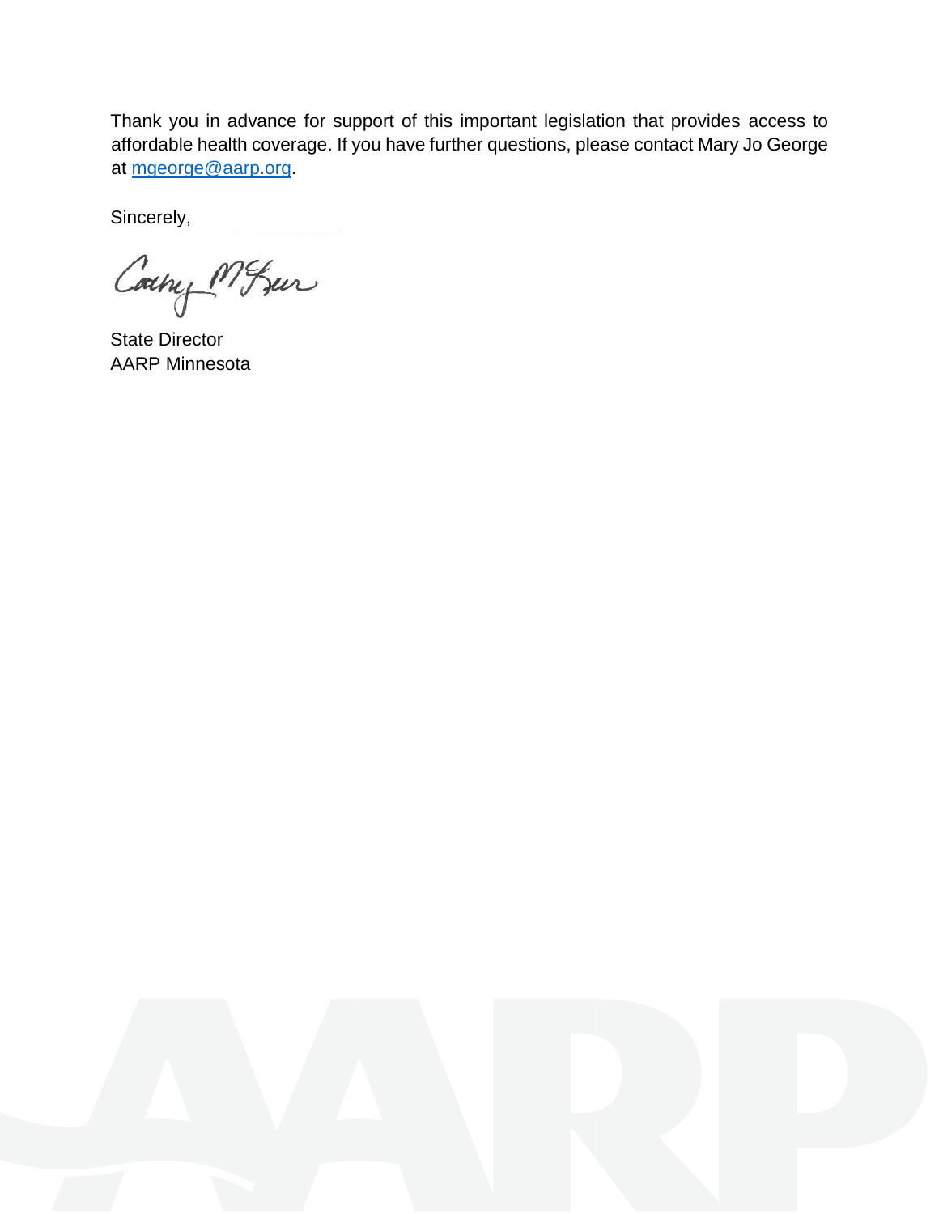Thank you in advance for support of this important legislation that provides access to affordable health coverage. If you have further questions, please contact Mary Jo George at [mgeorge@aarp.org](mailto:mgeorge@aarp.org).

Sincerely,

State Director
AARP Minnesota